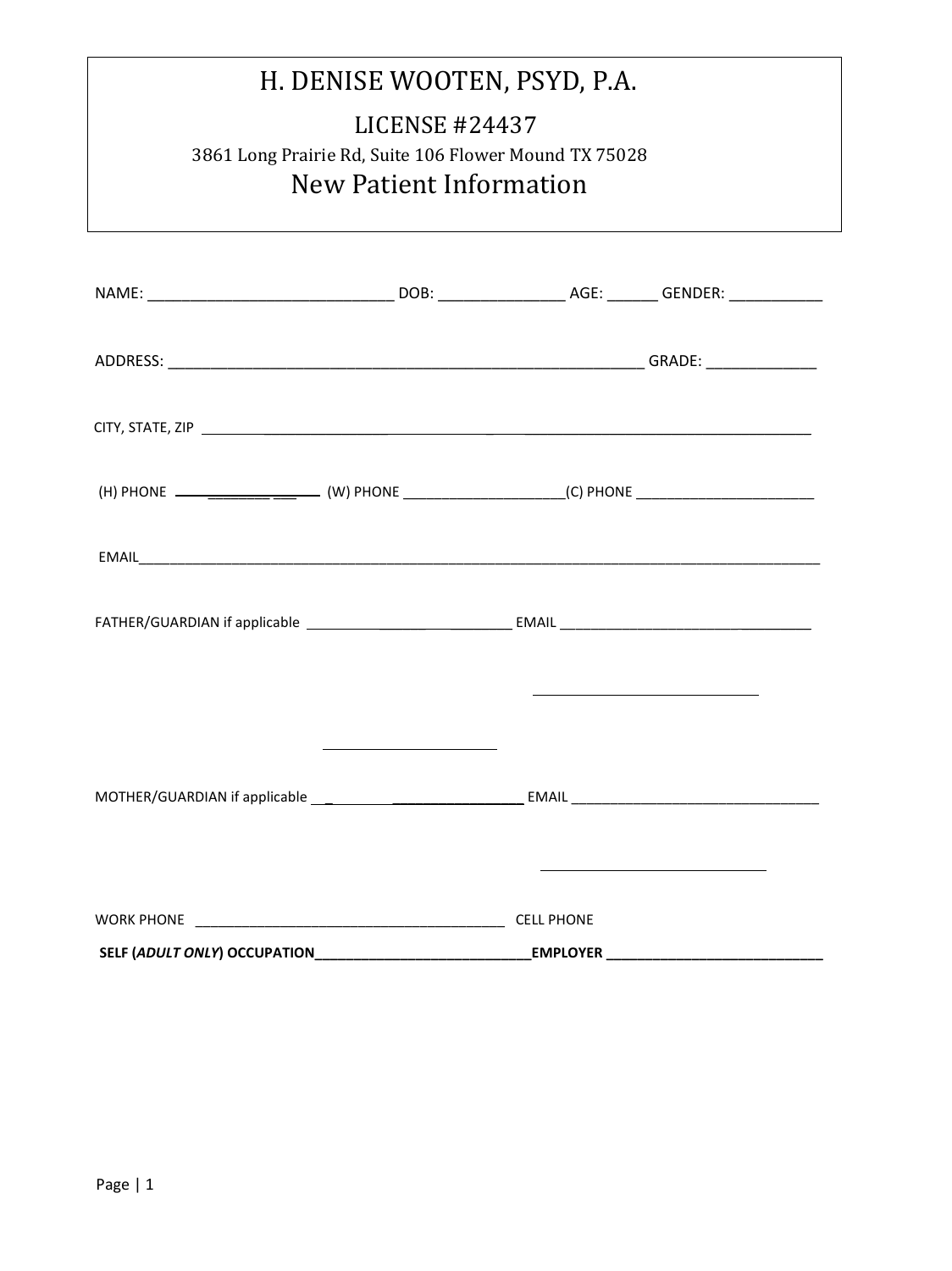# H. DENISE WOOTEN, PSYD, P.A.

LICENSE #24437

3861 Long Prairie Rd, Suite 106 Flower Mound TX 75028

## New Patient Information

NAME: ______________________________ DOB: _______________ AGE: ______ GENDER: ___________

ADDRESS: __________________________________________________________ GRADE: _____________

CITY, STATE, ZIP ____________________________________________________________________

(H) PHONE ______________ (W) PHONE ____________________(C) PHONE ______________________

EMAIL_____________________________________________________________________________

FATHER/GUARDIAN if applicable ___________________________ EMAIL ______________________________

MOTHER/GUARDIAN if applicable ___________________________ EMAIL ________________________________

WORK PHONE ________________________________________ CELL PHONE

**SELF (*ADULT ONLY*) OCCUPATION____________________________EMPLOYER ____________________________**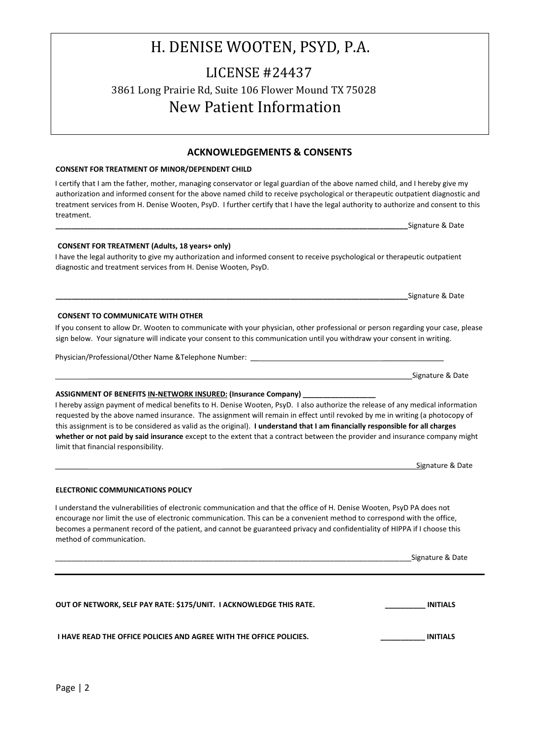# H. DENISE WOOTEN, PSYD, P.A.

## LICENSE #24437

3861 Long Prairie Rd, Suite 106 Flower Mound TX 75028

## New Patient Information

### ACKNOWLEDGEMENTS & CONSENTS

**CONSENT FOR TREATMENT OF MINOR/DEPENDENT CHILD**

I certify that I am the father, mother, managing conservator or legal guardian of the above named child, and I hereby give my authorization and informed consent for the above named child to receive psychological or therapeutic outpatient diagnostic and treatment services from H. Denise Wooten, PsyD. I further certify that I have the legal authority to authorize and consent to this treatment.

______________________________________________________________________________________Signature & Date

**CONSENT FOR TREATMENT (Adults, 18 years+ only)**

I have the legal authority to give my authorization and informed consent to receive psychological or therapeutic outpatient diagnostic and treatment services from H. Denise Wooten, PsyD.

______________________________________________________________________________________Signature & Date

**CONSENT TO COMMUNICATE WITH OTHER**

If you consent to allow Dr. Wooten to communicate with your physician, other professional or person regarding your case, please sign below. Your signature will indicate your consent to this communication until you withdraw your consent in writing.

Physician/Professional/Other Name &Telephone Number: ________________________________________________

______________________________________________________________________________________Signature & Date

**ASSIGNMENT OF BENEFITS <u>IN-NETWORK INSURED:</u> (Insurance Company) __________________**

I hereby assign payment of medical benefits to H. Denise Wooten, PsyD. I also authorize the release of any medical information requested by the above named insurance. The assignment will remain in effect until revoked by me in writing (a photocopy of this assignment is to be considered as valid as the original). **I understand that I am financially responsible for all charges whether or not paid by said insurance** except to the extent that a contract between the provider and insurance company might limit that financial responsibility.

______________________________________________________________________________________Signature & Date

**ELECTRONIC COMMUNICATIONS POLICY**

I understand the vulnerabilities of electronic communication and that the office of H. Denise Wooten, PsyD PA does not encourage nor limit the use of electronic communication. This can be a convenient method to correspond with the office, becomes a permanent record of the patient, and cannot be guaranteed privacy and confidentiality of HIPPA if I choose this method of communication.

______________________________________________________________________________________Signature & Date

---

**OUT OF NETWORK, SELF PAY RATE: $175/UNIT. I ACKNOWLEDGE THIS RATE.** __________ **INITIALS**

**I HAVE READ THE OFFICE POLICIES AND AGREE WITH THE OFFICE POLICIES.** ___________ **INITIALS**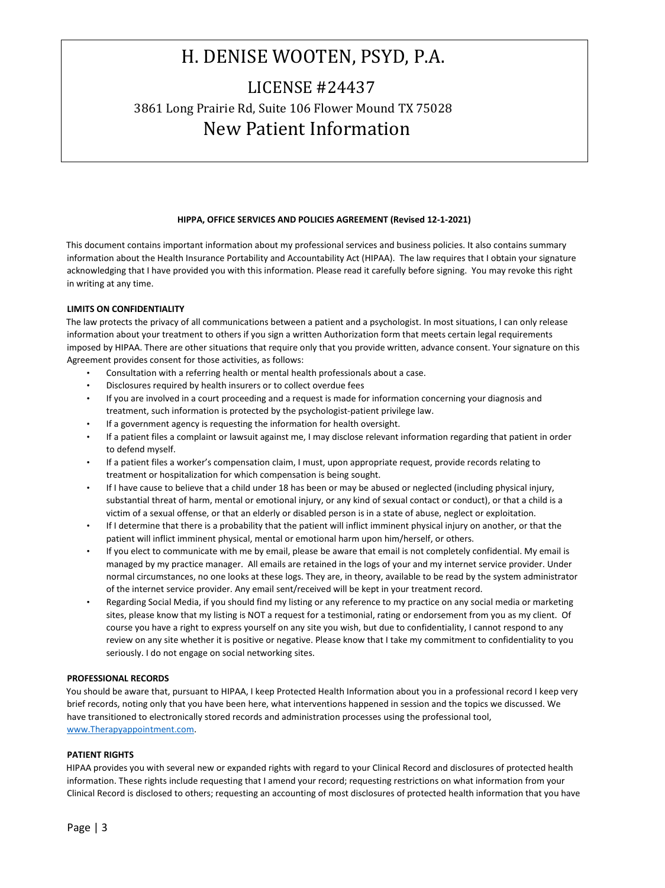# H. DENISE WOOTEN, PSYD, P.A.

## LICENSE #24437

### 3861 Long Prairie Rd, Suite 106 Flower Mound TX 75028

## New Patient Information

**HIPPA, OFFICE SERVICES AND POLICIES AGREEMENT (Revised 12-1-2021)**

This document contains important information about my professional services and business policies. It also contains summary information about the Health Insurance Portability and Accountability Act (HIPAA). The law requires that I obtain your signature acknowledging that I have provided you with this information. Please read it carefully before signing. You may revoke this right in writing at any time.

**LIMITS ON CONFIDENTIALITY**

The law protects the privacy of all communications between a patient and a psychologist. In most situations, I can only release information about your treatment to others if you sign a written Authorization form that meets certain legal requirements imposed by HIPAA. There are other situations that require only that you provide written, advance consent. Your signature on this Agreement provides consent for those activities, as follows:

- Consultation with a referring health or mental health professionals about a case.
- Disclosures required by health insurers or to collect overdue fees
- If you are involved in a court proceeding and a request is made for information concerning your diagnosis and treatment, such information is protected by the psychologist-patient privilege law.
- If a government agency is requesting the information for health oversight.
- If a patient files a complaint or lawsuit against me, I may disclose relevant information regarding that patient in order to defend myself.
- If a patient files a worker's compensation claim, I must, upon appropriate request, provide records relating to treatment or hospitalization for which compensation is being sought.
- If I have cause to believe that a child under 18 has been or may be abused or neglected (including physical injury, substantial threat of harm, mental or emotional injury, or any kind of sexual contact or conduct), or that a child is a victim of a sexual offense, or that an elderly or disabled person is in a state of abuse, neglect or exploitation.
- If I determine that there is a probability that the patient will inflict imminent physical injury on another, or that the patient will inflict imminent physical, mental or emotional harm upon him/herself, or others.
- If you elect to communicate with me by email, please be aware that email is not completely confidential. My email is managed by my practice manager. All emails are retained in the logs of your and my internet service provider. Under normal circumstances, no one looks at these logs. They are, in theory, available to be read by the system administrator of the internet service provider. Any email sent/received will be kept in your treatment record.
- Regarding Social Media, if you should find my listing or any reference to my practice on any social media or marketing sites, please know that my listing is NOT a request for a testimonial, rating or endorsement from you as my client. Of course you have a right to express yourself on any site you wish, but due to confidentiality, I cannot respond to any review on any site whether it is positive or negative. Please know that I take my commitment to confidentiality to you seriously. I do not engage on social networking sites.

**PROFESSIONAL RECORDS**

You should be aware that, pursuant to HIPAA, I keep Protected Health Information about you in a professional record I keep very brief records, noting only that you have been here, what interventions happened in session and the topics we discussed. We have transitioned to electronically stored records and administration processes using the professional tool, [www.Therapyappointment.com](www.Therapyappointment.com).

**PATIENT RIGHTS**

HIPAA provides you with several new or expanded rights with regard to your Clinical Record and disclosures of protected health information. These rights include requesting that I amend your record; requesting restrictions on what information from your Clinical Record is disclosed to others; requesting an accounting of most disclosures of protected health information that you have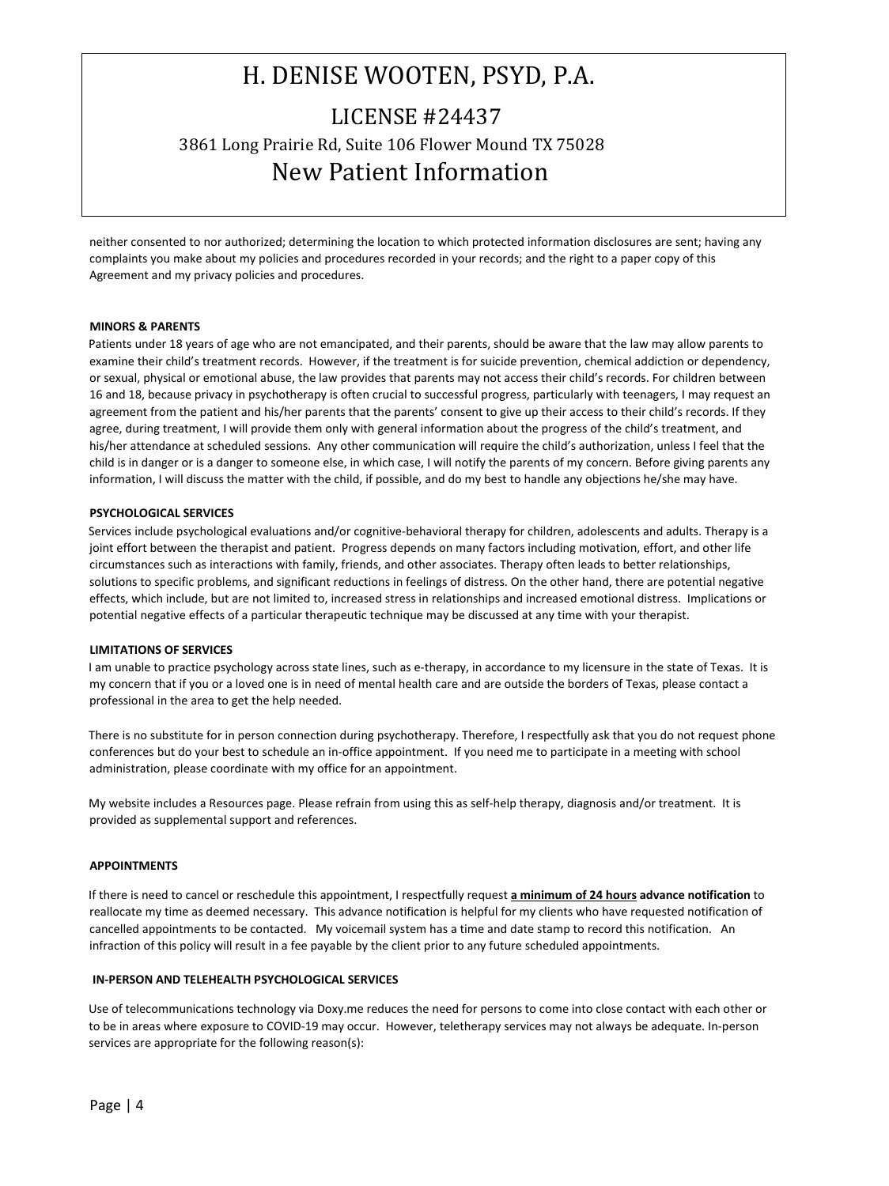neither consented to nor authorized; determining the location to which protected information disclosures are sent; having any complaints you make about my policies and procedures recorded in your records; and the right to a paper copy of this Agreement and my privacy policies and procedures.

**MINORS & PARENTS**

Patients under 18 years of age who are not emancipated, and their parents, should be aware that the law may allow parents to examine their child's treatment records. However, if the treatment is for suicide prevention, chemical addiction or dependency, or sexual, physical or emotional abuse, the law provides that parents may not access their child's records. For children between 16 and 18, because privacy in psychotherapy is often crucial to successful progress, particularly with teenagers, I may request an agreement from the patient and his/her parents that the parents' consent to give up their access to their child's records. If they agree, during treatment, I will provide them only with general information about the progress of the child's treatment, and his/her attendance at scheduled sessions. Any other communication will require the child's authorization, unless I feel that the child is in danger or is a danger to someone else, in which case, I will notify the parents of my concern. Before giving parents any information, I will discuss the matter with the child, if possible, and do my best to handle any objections he/she may have.

**PSYCHOLOGICAL SERVICES**

Services include psychological evaluations and/or cognitive-behavioral therapy for children, adolescents and adults. Therapy is a joint effort between the therapist and patient. Progress depends on many factors including motivation, effort, and other life circumstances such as interactions with family, friends, and other associates. Therapy often leads to better relationships, solutions to specific problems, and significant reductions in feelings of distress. On the other hand, there are potential negative effects, which include, but are not limited to, increased stress in relationships and increased emotional distress. Implications or potential negative effects of a particular therapeutic technique may be discussed at any time with your therapist.

**LIMITATIONS OF SERVICES**

I am unable to practice psychology across state lines, such as e-therapy, in accordance to my licensure in the state of Texas. It is my concern that if you or a loved one is in need of mental health care and are outside the borders of Texas, please contact a professional in the area to get the help needed.

There is no substitute for in person connection during psychotherapy. Therefore, I respectfully ask that you do not request phone conferences but do your best to schedule an in-office appointment. If you need me to participate in a meeting with school administration, please coordinate with my office for an appointment.

My website includes a Resources page. Please refrain from using this as self-help therapy, diagnosis and/or treatment. It is provided as supplemental support and references.

**APPOINTMENTS**

If there is need to cancel or reschedule this appointment, I respectfully request **a minimum of 24 hours advance notification** to reallocate my time as deemed necessary. This advance notification is helpful for my clients who have requested notification of cancelled appointments to be contacted. My voicemail system has a time and date stamp to record this notification. An infraction of this policy will result in a fee payable by the client prior to any future scheduled appointments.

**IN-PERSON AND TELEHEALTH PSYCHOLOGICAL SERVICES**

Use of telecommunications technology via Doxy.me reduces the need for persons to come into close contact with each other or to be in areas where exposure to COVID-19 may occur. However, teletherapy services may not always be adequate. In-person services are appropriate for the following reason(s):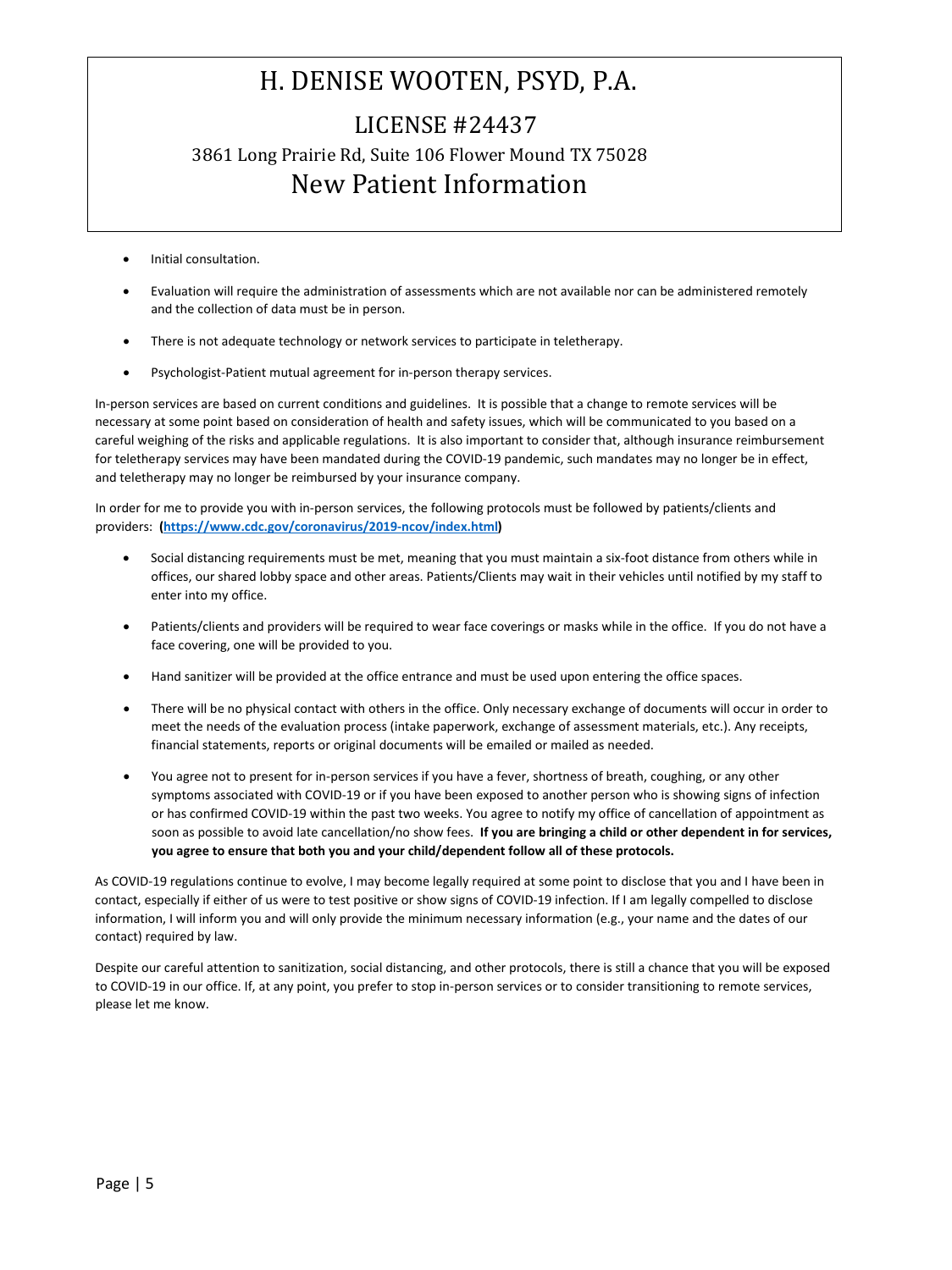# H. DENISE WOOTEN, PSYD, P.A.

## LICENSE #24437

### 3861 Long Prairie Rd, Suite 106 Flower Mound TX 75028

## New Patient Information

- Initial consultation.
- Evaluation will require the administration of assessments which are not available nor can be administered remotely and the collection of data must be in person.
- There is not adequate technology or network services to participate in teletherapy.
- Psychologist-Patient mutual agreement for in-person therapy services.

In-person services are based on current conditions and guidelines. It is possible that a change to remote services will be necessary at some point based on consideration of health and safety issues, which will be communicated to you based on a careful weighing of the risks and applicable regulations. It is also important to consider that, although insurance reimbursement for teletherapy services may have been mandated during the COVID-19 pandemic, such mandates may no longer be in effect, and teletherapy may no longer be reimbursed by your insurance company.

In order for me to provide you with in-person services, the following protocols must be followed by patients/clients and providers: **(https://www.cdc.gov/coronavirus/2019-ncov/index.html)**

- Social distancing requirements must be met, meaning that you must maintain a six-foot distance from others while in offices, our shared lobby space and other areas. Patients/Clients may wait in their vehicles until notified by my staff to enter into my office.
- Patients/clients and providers will be required to wear face coverings or masks while in the office. If you do not have a face covering, one will be provided to you.
- Hand sanitizer will be provided at the office entrance and must be used upon entering the office spaces.
- There will be no physical contact with others in the office. Only necessary exchange of documents will occur in order to meet the needs of the evaluation process (intake paperwork, exchange of assessment materials, etc.). Any receipts, financial statements, reports or original documents will be emailed or mailed as needed.
- You agree not to present for in-person services if you have a fever, shortness of breath, coughing, or any other symptoms associated with COVID-19 or if you have been exposed to another person who is showing signs of infection or has confirmed COVID-19 within the past two weeks. You agree to notify my office of cancellation of appointment as soon as possible to avoid late cancellation/no show fees. **If you are bringing a child or other dependent in for services, you agree to ensure that both you and your child/dependent follow all of these protocols.**

As COVID-19 regulations continue to evolve, I may become legally required at some point to disclose that you and I have been in contact, especially if either of us were to test positive or show signs of COVID-19 infection. If I am legally compelled to disclose information, I will inform you and will only provide the minimum necessary information (e.g., your name and the dates of our contact) required by law.

Despite our careful attention to sanitization, social distancing, and other protocols, there is still a chance that you will be exposed to COVID-19 in our office. If, at any point, you prefer to stop in-person services or to consider transitioning to remote services, please let me know.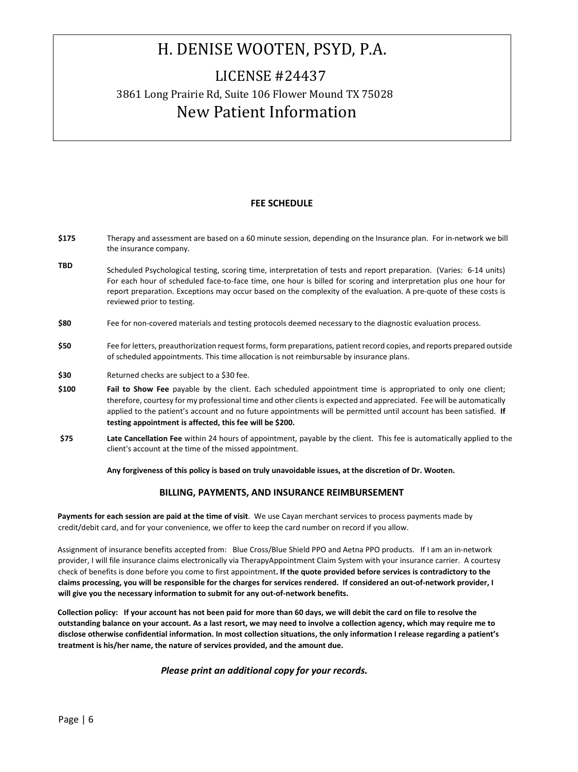# H. DENISE WOOTEN, PSYD, P.A.

## LICENSE #24437

3861 Long Prairie Rd, Suite 106 Flower Mound TX 75028

## New Patient Information

### FEE SCHEDULE

**$175** Therapy and assessment are based on a 60 minute session, depending on the Insurance plan. For in-network we bill the insurance company.

**TBD** Scheduled Psychological testing, scoring time, interpretation of tests and report preparation. (Varies: 6-14 units) For each hour of scheduled face-to-face time, one hour is billed for scoring and interpretation plus one hour for report preparation. Exceptions may occur based on the complexity of the evaluation. A pre-quote of these costs is reviewed prior to testing.

**$80** Fee for non-covered materials and testing protocols deemed necessary to the diagnostic evaluation process.

**$50** Fee for letters, preauthorization request forms, form preparations, patient record copies, and reports prepared outside of scheduled appointments. This time allocation is not reimbursable by insurance plans.

**$30** Returned checks are subject to a $30 fee.

**$100** **Fail to Show Fee** payable by the client. Each scheduled appointment time is appropriated to only one client; therefore, courtesy for my professional time and other clients is expected and appreciated. Fee will be automatically applied to the patient's account and no future appointments will be permitted until account has been satisfied. **If testing appointment is affected, this fee will be $200.**

**$75** **Late Cancellation Fee** within 24 hours of appointment, payable by the client. This fee is automatically applied to the client's account at the time of the missed appointment.

**Any forgiveness of this policy is based on truly unavoidable issues, at the discretion of Dr. Wooten.**

### BILLING, PAYMENTS, AND INSURANCE REIMBURSEMENT

**Payments for each session are paid at the time of visit**. We use Cayan merchant services to process payments made by credit/debit card, and for your convenience, we offer to keep the card number on record if you allow.

Assignment of insurance benefits accepted from: Blue Cross/Blue Shield PPO and Aetna PPO products. If I am an in-network provider, I will file insurance claims electronically via TherapyAppointment Claim System with your insurance carrier. A courtesy check of benefits is done before you come to first appointment**. If the quote provided before services is contradictory to the claims processing, you will be responsible for the charges for services rendered. If considered an out-of-network provider, I will give you the necessary information to submit for any out-of-network benefits.**

**Collection policy: If your account has not been paid for more than 60 days, we will debit the card on file to resolve the outstanding balance on your account. As a last resort, we may need to involve a collection agency, which may require me to disclose otherwise confidential information. In most collection situations, the only information I release regarding a patient's treatment is his/her name, the nature of services provided, and the amount due.**

***Please print an additional copy for your records.***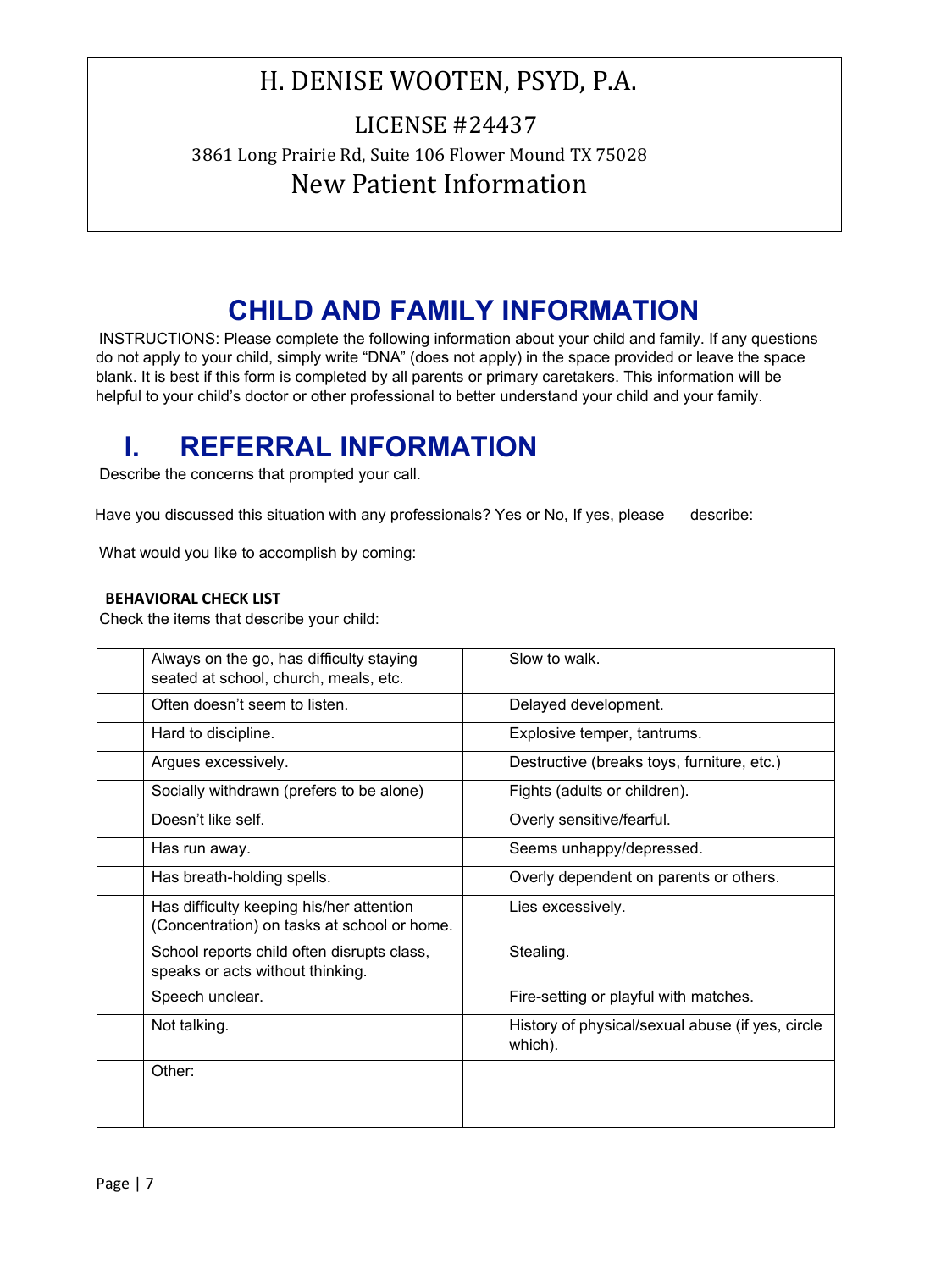# H. DENISE WOOTEN, PSYD, P.A.

LICENSE #24437

3861 Long Prairie Rd, Suite 106 Flower Mound TX 75028

New Patient Information

## CHILD AND FAMILY INFORMATION

INSTRUCTIONS: Please complete the following information about your child and family. If any questions do not apply to your child, simply write "DNA" (does not apply) in the space provided or leave the space blank. It is best if this form is completed by all parents or primary caretakers. This information will be helpful to your child's doctor or other professional to better understand your child and your family.

## I. REFERRAL INFORMATION

Describe the concerns that prompted your call.

Have you discussed this situation with any professionals? Yes or No, If yes, please describe:

What would you like to accomplish by coming:

**BEHAVIORAL CHECK LIST**

Check the items that describe your child:

| | | | |
|---|---|---|---|
| | Always on the go, has difficulty staying seated at school, church, meals, etc. | | Slow to walk. |
| | Often doesn't seem to listen. | | Delayed development. |
| | Hard to discipline. | | Explosive temper, tantrums. |
| | Argues excessively. | | Destructive (breaks toys, furniture, etc.) |
| | Socially withdrawn (prefers to be alone) | | Fights (adults or children). |
| | Doesn't like self. | | Overly sensitive/fearful. |
| | Has run away. | | Seems unhappy/depressed. |
| | Has breath-holding spells. | | Overly dependent on parents or others. |
| | Has difficulty keeping his/her attention (Concentration) on tasks at school or home. | | Lies excessively. |
| | School reports child often disrupts class, speaks or acts without thinking. | | Stealing. |
| | Speech unclear. | | Fire-setting or playful with matches. |
| | Not talking. | | History of physical/sexual abuse (if yes, circle which). |
| | Other: | | |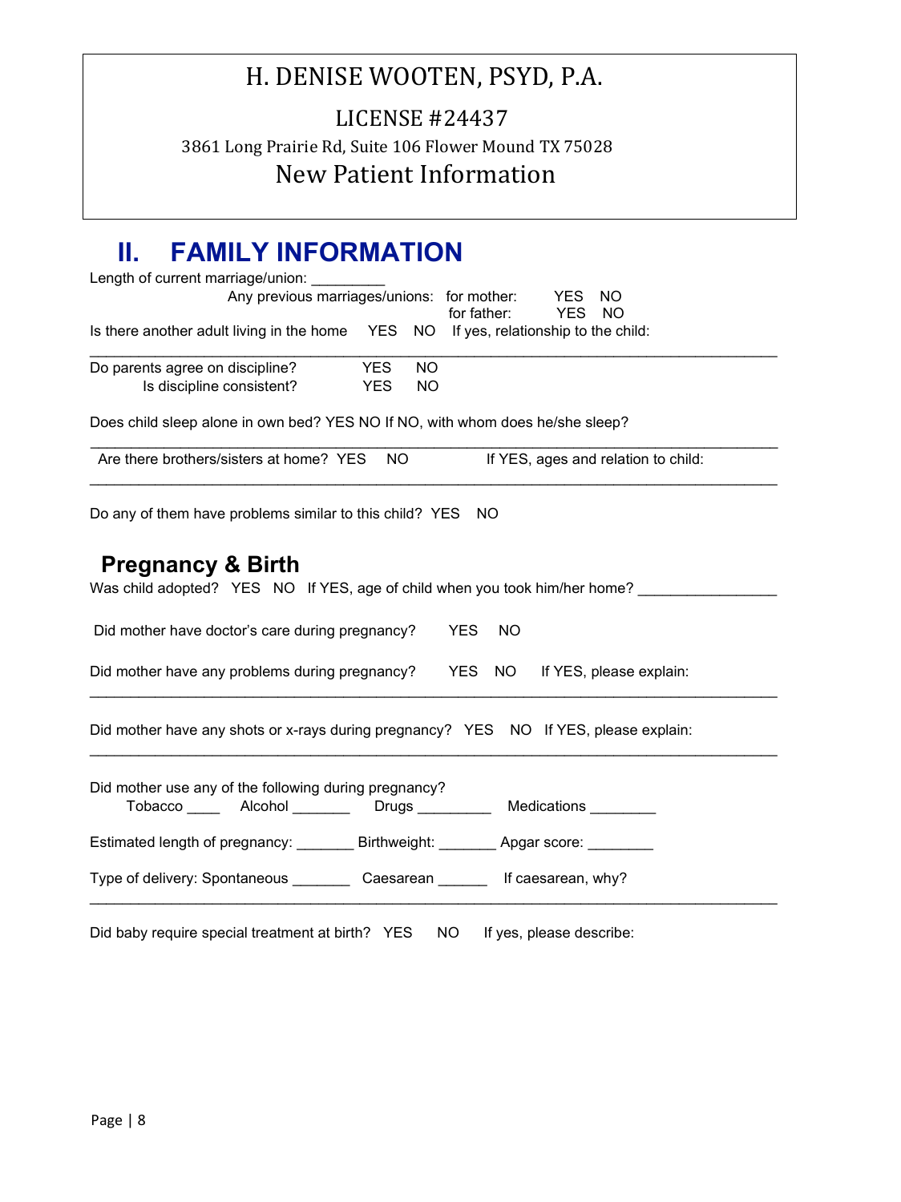# H. DENISE WOOTEN, PSYD, P.A.

LICENSE #24437

3861 Long Prairie Rd, Suite 106 Flower Mound TX 75028

New Patient Information

## II. FAMILY INFORMATION

Length of current marriage/union: _________

Any previous marriages/unions: for mother: YES NO
for father: YES NO

Is there another adult living in the home YES NO If yes, relationship to the child:

_______________________________________________________________________________

Do parents agree on discipline? YES NO
Is discipline consistent? YES NO

Does child sleep alone in own bed? YES NO If NO, with whom does he/she sleep?

_______________________________________________________________________________

Are there brothers/sisters at home? YES NO If YES, ages and relation to child:

_______________________________________________________________________________

Do any of them have problems similar to this child? YES NO

### Pregnancy & Birth

Was child adopted? YES NO If YES, age of child when you took him/her home? ________________

Did mother have doctor's care during pregnancy? YES NO

Did mother have any problems during pregnancy? YES NO If YES, please explain:

_______________________________________________________________________________

Did mother have any shots or x-rays during pregnancy? YES NO If YES, please explain:

_______________________________________________________________________________

Did mother use any of the following during pregnancy?
Tobacco ____ Alcohol _______ Drugs _________ Medications ________

Estimated length of pregnancy: _______ Birthweight: _______ Apgar score: ________

Type of delivery: Spontaneous _______ Caesarean ______ If caesarean, why?

_______________________________________________________________________________

Did baby require special treatment at birth? YES NO If yes, please describe: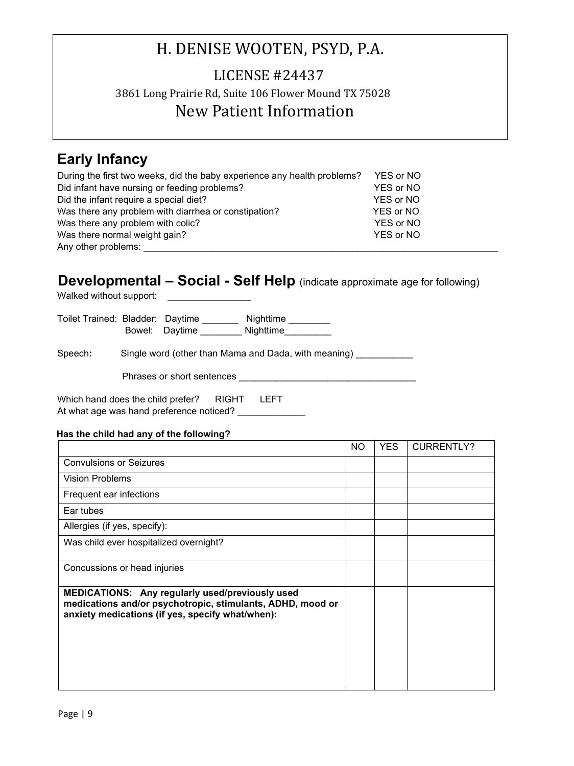# H. DENISE WOOTEN, PSYD, P.A.

LICENSE #24437

3861 Long Prairie Rd, Suite 106 Flower Mound TX 75028

## New Patient Information

## Early Infancy

During the first two weeks, did the baby experience any health problems? YES or NO
Did infant have nursing or feeding problems? YES or NO
Did the infant require a special diet? YES or NO
Was there any problem with diarrhea or constipation? YES or NO
Was there any problem with colic? YES or NO
Was there normal weight gain? YES or NO
Any other problems: ______________________________________________________________________

## Developmental – Social - Self Help (indicate approximate age for following)

Walked without support: _______________

Toilet Trained: Bladder: Daytime _______ Nighttime ________
Bowel: Daytime ________ Nighttime_________

Speech: Single word (other than Mama and Dada, with meaning) ___________

Phrases or short sentences _________________________________

Which hand does the child prefer? RIGHT LEFT
At what age was hand preference noticed? _____________

**Has the child had any of the following?**

| | NO | YES | CURRENTLY? |
|---|---|---|---|
| Convulsions or Seizures | | | |
| Vision Problems | | | |
| Frequent ear infections | | | |
| Ear tubes | | | |
| Allergies (if yes, specify): | | | |
| Was child ever hospitalized overnight? | | | |
| Concussions or head injuries | | | |
| **MEDICATIONS: Any regularly used/previously used medications and/or psychotropic, stimulants, ADHD, mood or anxiety medications (if yes, specify what/when):** | | | |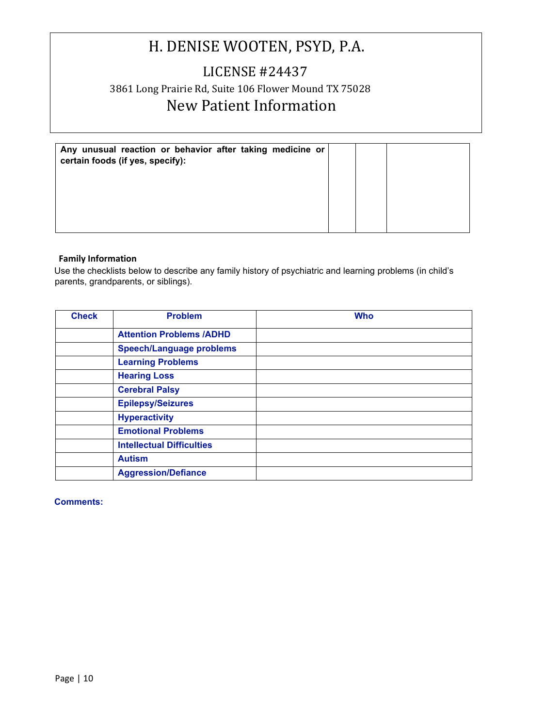# H. DENISE WOOTEN, PSYD, P.A.

## LICENSE #24437

3861 Long Prairie Rd, Suite 106 Flower Mound TX 75028

## New Patient Information

| **Any unusual reaction or behavior after taking medicine or certain foods (if yes, specify):** | | | |
|---|---|---|---|

**Family Information**

Use the checklists below to describe any family history of psychiatric and learning problems (in child's parents, grandparents, or siblings).

| **Check** | **Problem** | **Who** |
|---|---|---|
| | **Attention Problems /ADHD** | |
| | **Speech/Language problems** | |
| | **Learning Problems** | |
| | **Hearing Loss** | |
| | **Cerebral Palsy** | |
| | **Epilepsy/Seizures** | |
| | **Hyperactivity** | |
| | **Emotional Problems** | |
| | **Intellectual Difficulties** | |
| | **Autism** | |
| | **Aggression/Defiance** | |

**Comments:**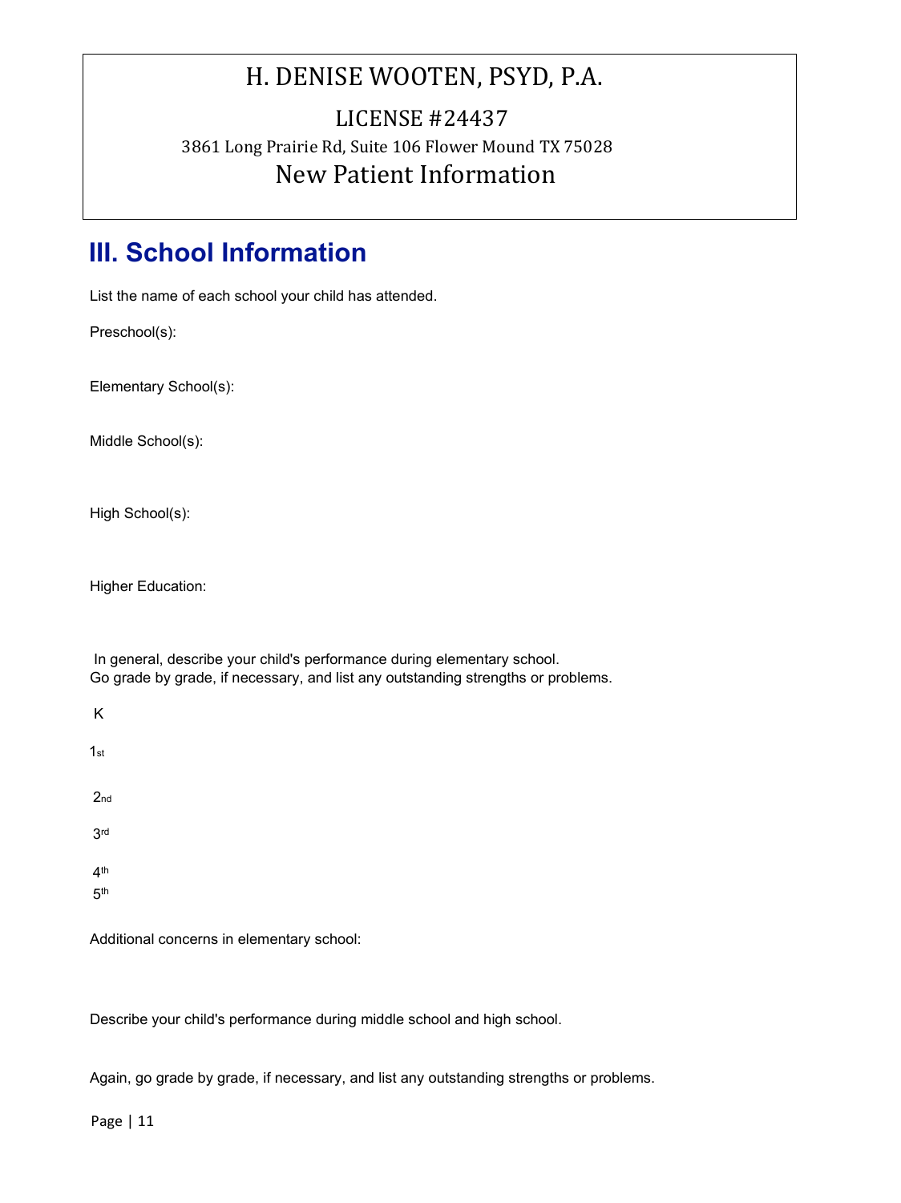# H. DENISE WOOTEN, PSYD, P.A.

LICENSE #24437

3861 Long Prairie Rd, Suite 106 Flower Mound TX 75028

New Patient Information

## III. School Information

List the name of each school your child has attended.

Preschool(s):

Elementary School(s):

Middle School(s):

High School(s):

Higher Education:

In general, describe your child's performance during elementary school.
Go grade by grade, if necessary, and list any outstanding strengths or problems.

K

1st

2nd

3rd

4th

5th

Additional concerns in elementary school:

Describe your child's performance during middle school and high school.

Again, go grade by grade, if necessary, and list any outstanding strengths or problems.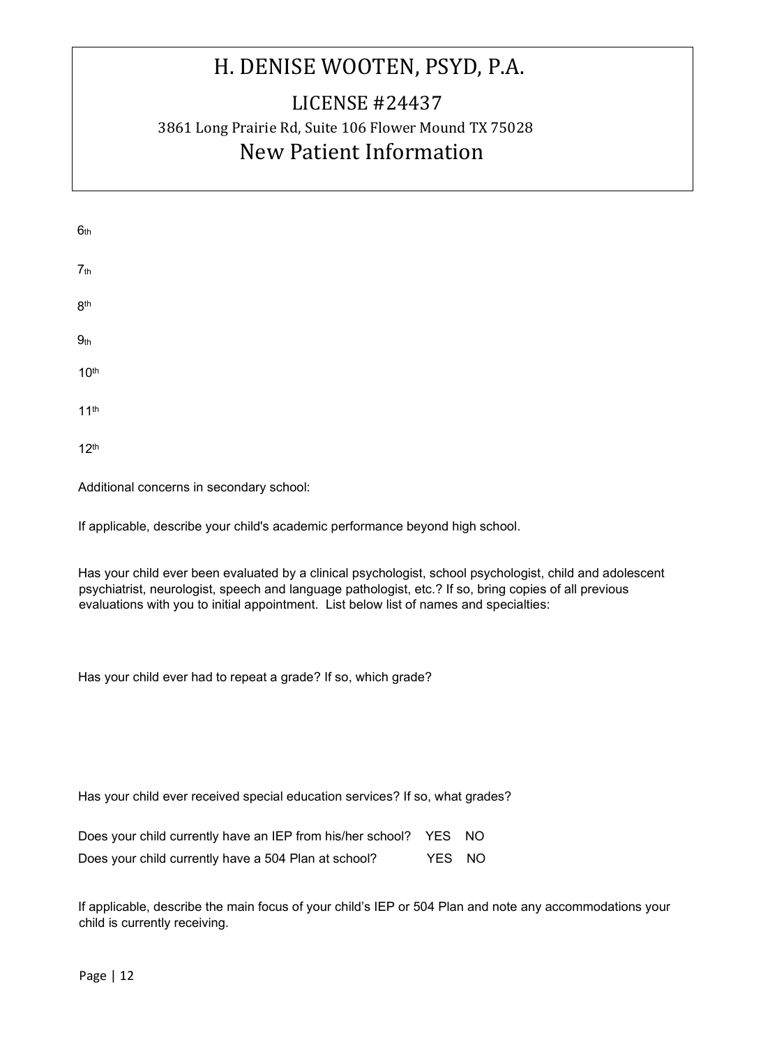# H. DENISE WOOTEN, PSYD, P.A.

## LICENSE #24437

3861 Long Prairie Rd, Suite 106 Flower Mound TX 75028

## New Patient Information

6th

7th

8th

9th

10th

11th

12th

Additional concerns in secondary school:

If applicable, describe your child's academic performance beyond high school.

Has your child ever been evaluated by a clinical psychologist, school psychologist, child and adolescent psychiatrist, neurologist, speech and language pathologist, etc.? If so, bring copies of all previous evaluations with you to initial appointment. List below list of names and specialties:

Has your child ever had to repeat a grade? If so, which grade?

Has your child ever received special education services? If so, what grades?

Does your child currently have an IEP from his/her school? YES NO

Does your child currently have a 504 Plan at school? YES NO

If applicable, describe the main focus of your child's IEP or 504 Plan and note any accommodations your child is currently receiving.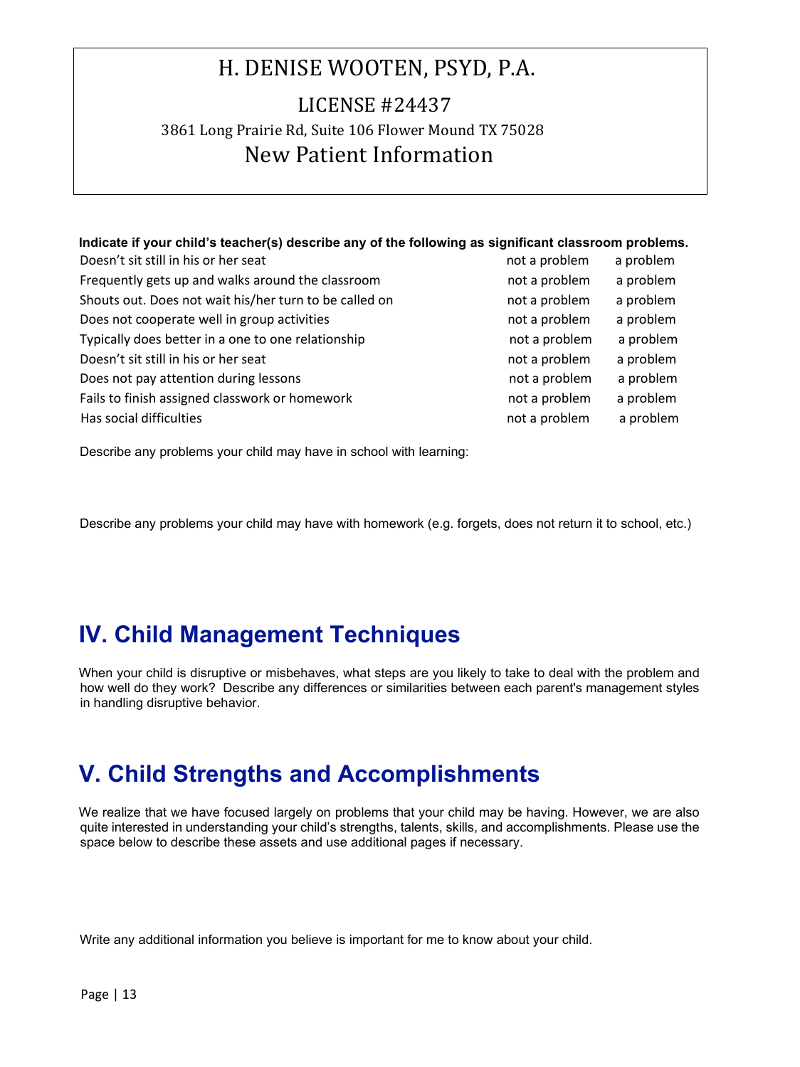# H. DENISE WOOTEN, PSYD, P.A.

LICENSE #24437

3861 Long Prairie Rd, Suite 106 Flower Mound TX 75028

## New Patient Information

**Indicate if your child's teacher(s) describe any of the following as significant classroom problems.**

| | | |
|---|---|---|
| Doesn't sit still in his or her seat | not a problem | a problem |
| Frequently gets up and walks around the classroom | not a problem | a problem |
| Shouts out. Does not wait his/her turn to be called on | not a problem | a problem |
| Does not cooperate well in group activities | not a problem | a problem |
| Typically does better in a one to one relationship | not a problem | a problem |
| Doesn't sit still in his or her seat | not a problem | a problem |
| Does not pay attention during lessons | not a problem | a problem |
| Fails to finish assigned classwork or homework | not a problem | a problem |
| Has social difficulties | not a problem | a problem |

Describe any problems your child may have in school with learning:

Describe any problems your child may have with homework (e.g. forgets, does not return it to school, etc.)

## IV. Child Management Techniques

When your child is disruptive or misbehaves, what steps are you likely to take to deal with the problem and how well do they work? Describe any differences or similarities between each parent's management styles in handling disruptive behavior.

## V. Child Strengths and Accomplishments

We realize that we have focused largely on problems that your child may be having. However, we are also quite interested in understanding your child's strengths, talents, skills, and accomplishments. Please use the space below to describe these assets and use additional pages if necessary.

Write any additional information you believe is important for me to know about your child.